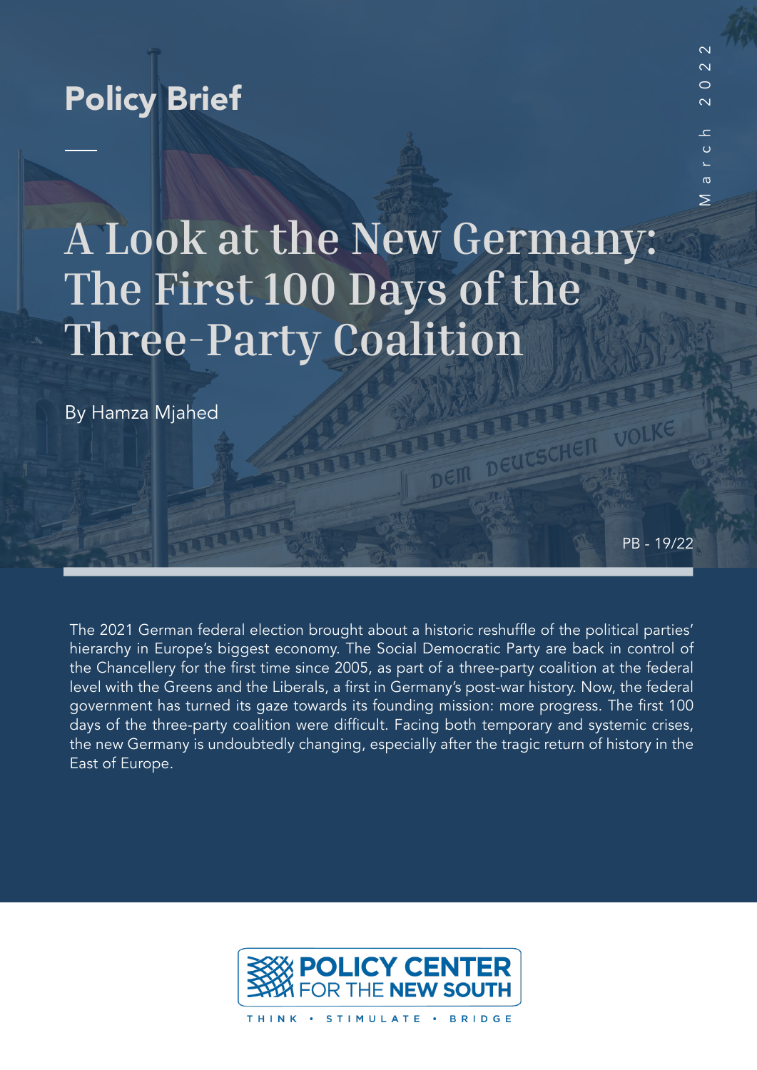Policy Brief

March 2022

# A Look at the New Germany: The First 100 Days of the Three-Party Coalition

By Hamza Mjahed

PB - 19/22

The 2021 German federal election brought about a historic reshuffle of the political parties' hierarchy in Europe's biggest economy. The Social Democratic Party are back in control of the Chancellery for the first time since 2005, as part of a three-party coalition at the federal level with the Greens and the Liberals, a first in Germany's post-war history. Now, the federal government has turned its gaze towards its founding mission: more progress. The first 100 days of the three-party coalition were difficult. Facing both temporary and systemic crises, the new Germany is undoubtedly changing, especially after the tragic return of history in the East of Europe.

POLICY CENTER FOR THE NEW SOUTH

THINK • STIMULATE • BRIDGE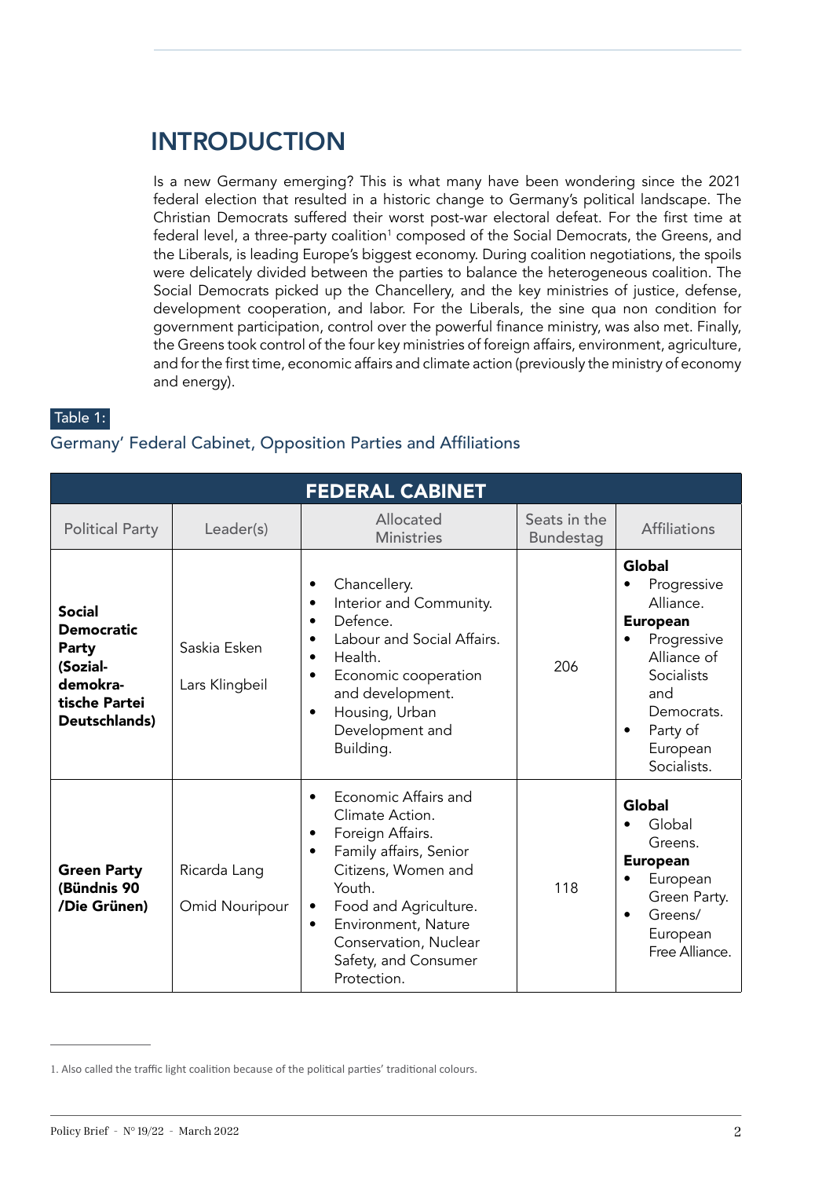# INTRODUCTION

Is a new Germany emerging? This is what many have been wondering since the 2021 federal election that resulted in a historic change to Germany's political landscape. The Christian Democrats suffered their worst post-war electoral defeat. For the first time at federal level, a three-party coalition[1] composed of the Social Democrats, the Greens, and the Liberals, is leading Europe's biggest economy. During coalition negotiations, the spoils were delicately divided between the parties to balance the heterogeneous coalition. The Social Democrats picked up the Chancellery, and the key ministries of justice, defense, development cooperation, and labor. For the Liberals, the sine qua non condition for government participation, control over the powerful finance ministry, was also met. Finally, the Greens took control of the four key ministries of foreign affairs, environment, agriculture, and for the first time, economic affairs and climate action (previously the ministry of economy and energy).

Table 1:

Germany' Federal Cabinet, Opposition Parties and Affiliations

| FEDERAL CABINET | | | | |
|---|---|---|---|---|
| Political Party | Leader(s) | Allocated Ministries | Seats in the Bundestag | Affiliations |
| **Social Democratic Party (Sozial-demokra-tische Partei Deutschlands)** | Saskia Esken<br>Lars Klingbeil | • Chancellery.<br>• Interior and Community.<br>• Defence.<br>• Labour and Social Affairs.<br>• Health.<br>• Economic cooperation and development.<br>• Housing, Urban Development and Building. | 206 | **Global**<br>• Progressive Alliance.<br>**European**<br>• Progressive Alliance of Socialists and Democrats.<br>• Party of European Socialists. |
| **Green Party (Bündnis 90 /Die Grünen)** | Ricarda Lang<br>Omid Nouripour | • Economic Affairs and Climate Action.<br>• Foreign Affairs.<br>• Family affairs, Senior Citizens, Women and Youth.<br>• Food and Agriculture.<br>• Environment, Nature Conservation, Nuclear Safety, and Consumer Protection. | 118 | **Global**<br>• Global Greens.<br>**European**<br>• European Green Party.<br>• Greens/ European Free Alliance. |

1. Also called the traffic light coalition because of the political parties' traditional colours.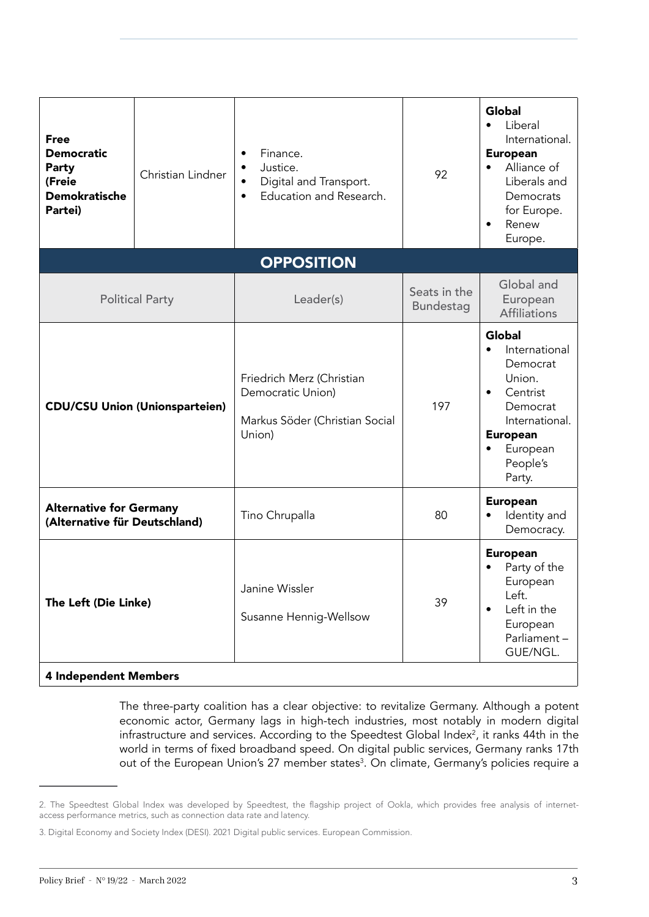| **Free Democratic Party (Freie Demokratische Partei)** | Christian Lindner | • Finance.<br>• Justice.<br>• Digital and Transport.<br>• Education and Research. | 92 | **Global**<br>• Liberal International.<br>**European**<br>• Alliance of Liberals and Democrats for Europe.<br>• Renew Europe. |
|---|---|---|---|---|
| **OPPOSITION** | | | | |
| Political Party | | Leader(s) | Seats in the Bundestag | Global and European Affiliations |
| **CDU/CSU Union (Unionsparteien)** | | Friedrich Merz (Christian Democratic Union)<br><br>Markus Söder (Christian Social Union) | 197 | **Global**<br>• International Democrat Union.<br>• Centrist Democrat International.<br>**European**<br>• European People's Party. |
| **Alternative for Germany (Alternative für Deutschland)** | | Tino Chrupalla | 80 | **European**<br>• Identity and Democracy. |
| **The Left (Die Linke)** | | Janine Wissler<br><br>Susanne Hennig-Wellsow | 39 | **European**<br>• Party of the European Left.<br>• Left in the European Parliament – GUE/NGL. |
| **4 Independent Members** | | | | |

The three-party coalition has a clear objective: to revitalize Germany. Although a potent economic actor, Germany lags in high-tech industries, most notably in modern digital infrastructure and services. According to the Speedtest Global Index[2], it ranks 44th in the world in terms of fixed broadband speed. On digital public services, Germany ranks 17th out of the European Union's 27 member states[3]. On climate, Germany's policies require a

2. The Speedtest Global Index was developed by Speedtest, the flagship project of Ookla, which provides free analysis of internet-access performance metrics, such as connection data rate and latency.

3. Digital Economy and Society Index (DESI). 2021 Digital public services. European Commission.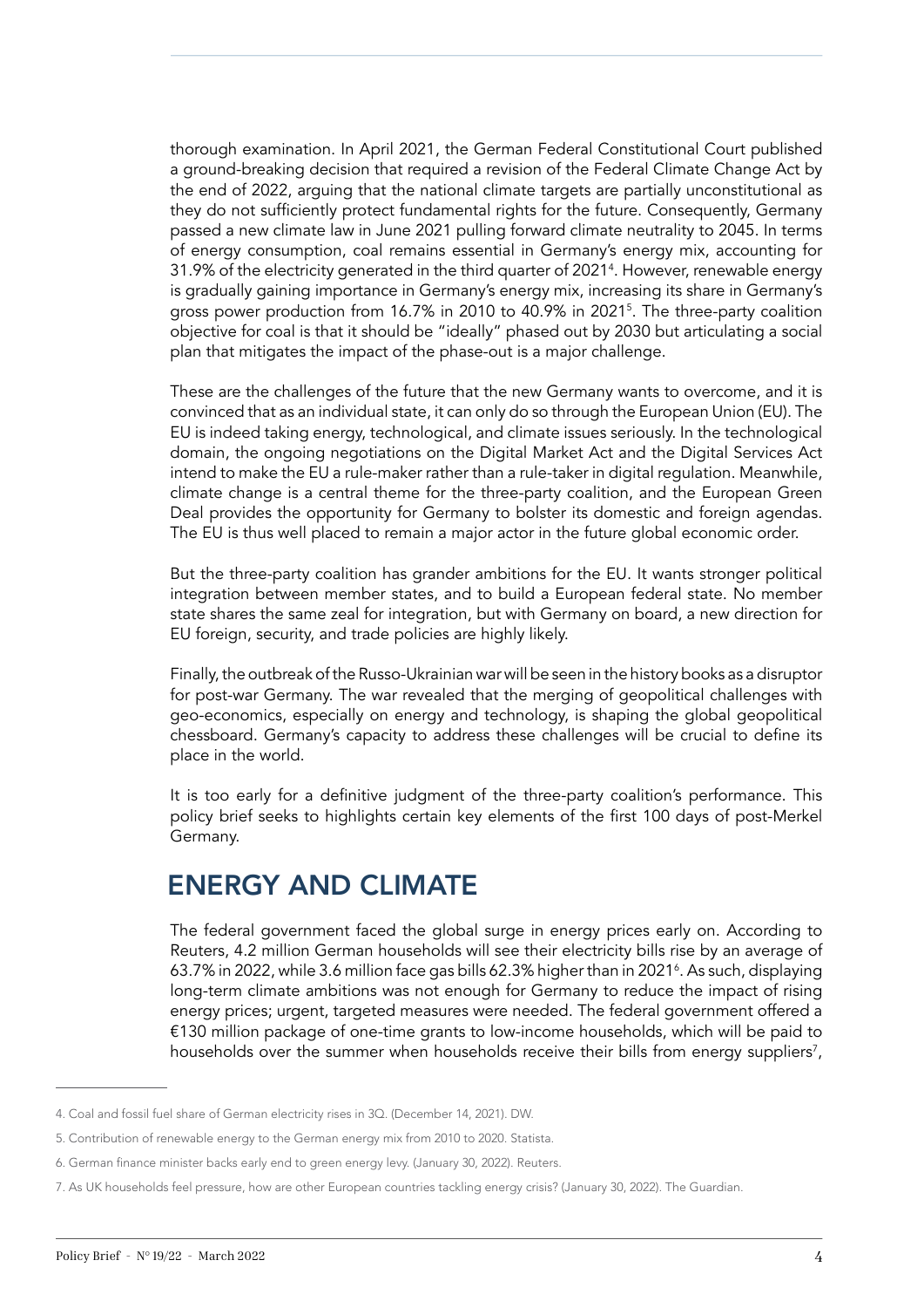thorough examination. In April 2021, the German Federal Constitutional Court published a ground-breaking decision that required a revision of the Federal Climate Change Act by the end of 2022, arguing that the national climate targets are partially unconstitutional as they do not sufficiently protect fundamental rights for the future. Consequently, Germany passed a new climate law in June 2021 pulling forward climate neutrality to 2045. In terms of energy consumption, coal remains essential in Germany's energy mix, accounting for 31.9% of the electricity generated in the third quarter of 2021[4]. However, renewable energy is gradually gaining importance in Germany's energy mix, increasing its share in Germany's gross power production from 16.7% in 2010 to 40.9% in 2021[5]. The three-party coalition objective for coal is that it should be "ideally" phased out by 2030 but articulating a social plan that mitigates the impact of the phase-out is a major challenge.

These are the challenges of the future that the new Germany wants to overcome, and it is convinced that as an individual state, it can only do so through the European Union (EU). The EU is indeed taking energy, technological, and climate issues seriously. In the technological domain, the ongoing negotiations on the Digital Market Act and the Digital Services Act intend to make the EU a rule-maker rather than a rule-taker in digital regulation. Meanwhile, climate change is a central theme for the three-party coalition, and the European Green Deal provides the opportunity for Germany to bolster its domestic and foreign agendas. The EU is thus well placed to remain a major actor in the future global economic order.

But the three-party coalition has grander ambitions for the EU. It wants stronger political integration between member states, and to build a European federal state. No member state shares the same zeal for integration, but with Germany on board, a new direction for EU foreign, security, and trade policies are highly likely.

Finally, the outbreak of the Russo-Ukrainian war will be seen in the history books as a disruptor for post-war Germany. The war revealed that the merging of geopolitical challenges with geo-economics, especially on energy and technology, is shaping the global geopolitical chessboard. Germany's capacity to address these challenges will be crucial to define its place in the world.

It is too early for a definitive judgment of the three-party coalition's performance. This policy brief seeks to highlights certain key elements of the first 100 days of post-Merkel Germany.

## ENERGY AND CLIMATE

The federal government faced the global surge in energy prices early on. According to Reuters, 4.2 million German households will see their electricity bills rise by an average of 63.7% in 2022, while 3.6 million face gas bills 62.3% higher than in 2021[6]. As such, displaying long-term climate ambitions was not enough for Germany to reduce the impact of rising energy prices; urgent, targeted measures were needed. The federal government offered a €130 million package of one-time grants to low-income households, which will be paid to households over the summer when households receive their bills from energy suppliers[7],

---

4. Coal and fossil fuel share of German electricity rises in 3Q. (December 14, 2021). DW.

5. Contribution of renewable energy to the German energy mix from 2010 to 2020. Statista.

6. German finance minister backs early end to green energy levy. (January 30, 2022). Reuters.

7. As UK households feel pressure, how are other European countries tackling energy crisis? (January 30, 2022). The Guardian.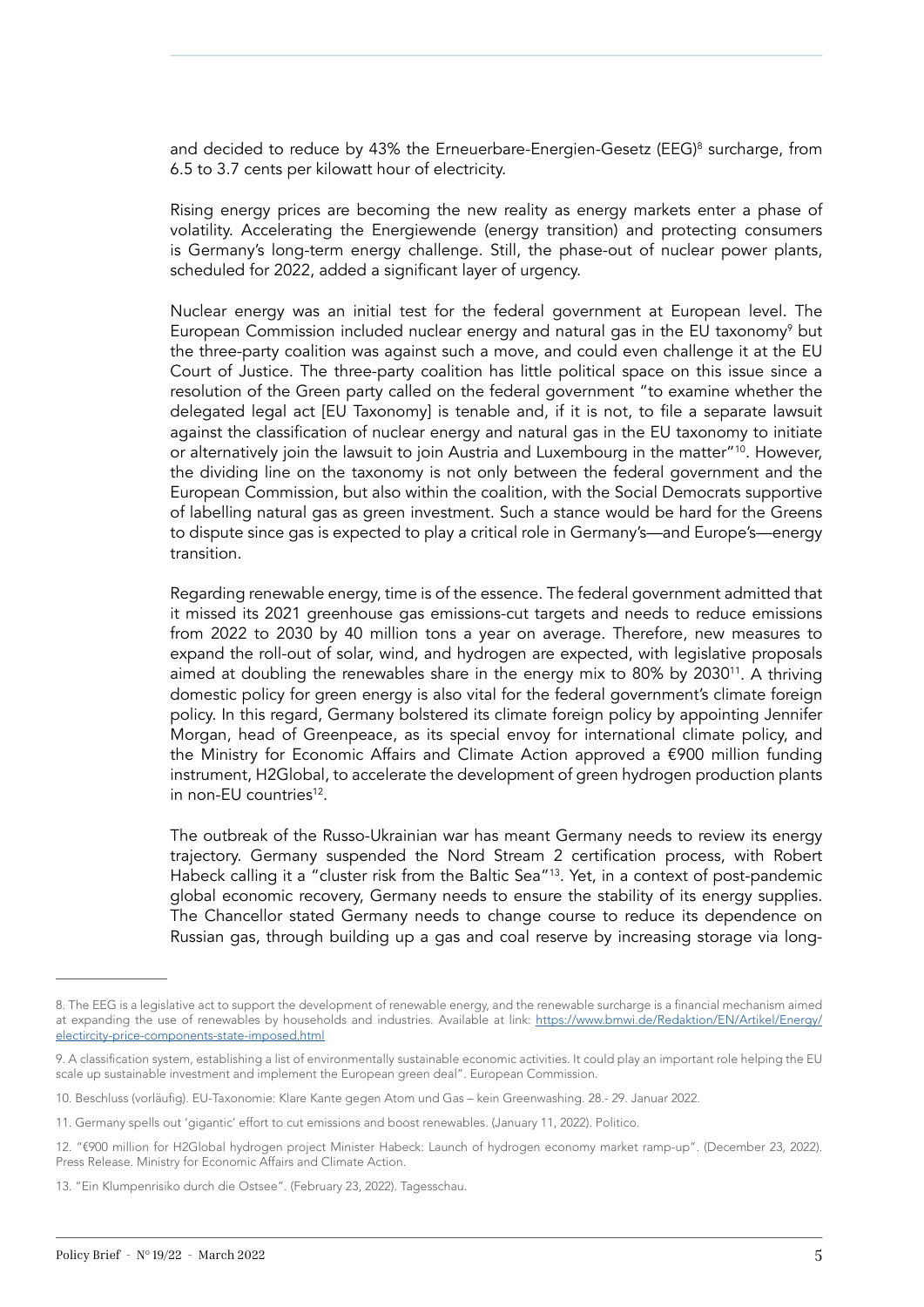and decided to reduce by 43% the Erneuerbare-Energien-Gesetz (EEG)[8] surcharge, from 6.5 to 3.7 cents per kilowatt hour of electricity.

Rising energy prices are becoming the new reality as energy markets enter a phase of volatility. Accelerating the Energiewende (energy transition) and protecting consumers is Germany's long-term energy challenge. Still, the phase-out of nuclear power plants, scheduled for 2022, added a significant layer of urgency.

Nuclear energy was an initial test for the federal government at European level. The European Commission included nuclear energy and natural gas in the EU taxonomy[9] but the three-party coalition was against such a move, and could even challenge it at the EU Court of Justice. The three-party coalition has little political space on this issue since a resolution of the Green party called on the federal government "to examine whether the delegated legal act [EU Taxonomy] is tenable and, if it is not, to file a separate lawsuit against the classification of nuclear energy and natural gas in the EU taxonomy to initiate or alternatively join the lawsuit to join Austria and Luxembourg in the matter"[10]. However, the dividing line on the taxonomy is not only between the federal government and the European Commission, but also within the coalition, with the Social Democrats supportive of labelling natural gas as green investment. Such a stance would be hard for the Greens to dispute since gas is expected to play a critical role in Germany's—and Europe's—energy transition.

Regarding renewable energy, time is of the essence. The federal government admitted that it missed its 2021 greenhouse gas emissions-cut targets and needs to reduce emissions from 2022 to 2030 by 40 million tons a year on average. Therefore, new measures to expand the roll-out of solar, wind, and hydrogen are expected, with legislative proposals aimed at doubling the renewables share in the energy mix to 80% by 2030[11]. A thriving domestic policy for green energy is also vital for the federal government's climate foreign policy. In this regard, Germany bolstered its climate foreign policy by appointing Jennifer Morgan, head of Greenpeace, as its special envoy for international climate policy, and the Ministry for Economic Affairs and Climate Action approved a €900 million funding instrument, H2Global, to accelerate the development of green hydrogen production plants in non-EU countries[12].

The outbreak of the Russo-Ukrainian war has meant Germany needs to review its energy trajectory. Germany suspended the Nord Stream 2 certification process, with Robert Habeck calling it a "cluster risk from the Baltic Sea"[13]. Yet, in a context of post-pandemic global economic recovery, Germany needs to ensure the stability of its energy supplies. The Chancellor stated Germany needs to change course to reduce its dependence on Russian gas, through building up a gas and coal reserve by increasing storage via long-

---

8. The EEG is a legislative act to support the development of renewable energy, and the renewable surcharge is a financial mechanism aimed at expanding the use of renewables by households and industries. Available at link: https://www.bmwi.de/Redaktion/EN/Artikel/Energy/electircity-price-components-state-imposed.html

9. A classification system, establishing a list of environmentally sustainable economic activities. It could play an important role helping the EU scale up sustainable investment and implement the European green deal". European Commission.

10. Beschluss (vorläufig). EU-Taxonomie: Klare Kante gegen Atom und Gas – kein Greenwashing. 28.- 29. Januar 2022.

11. Germany spells out 'gigantic' effort to cut emissions and boost renewables. (January 11, 2022). Politico.

12. "€900 million for H2Global hydrogen project Minister Habeck: Launch of hydrogen economy market ramp-up". (December 23, 2022). Press Release. Ministry for Economic Affairs and Climate Action.

13. "Ein Klumpenrisiko durch die Ostsee". (February 23, 2022). Tagesschau.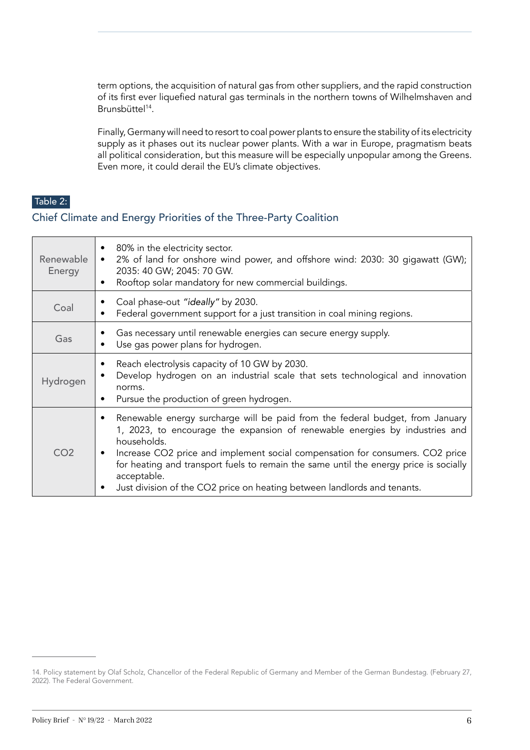term options, the acquisition of natural gas from other suppliers, and the rapid construction of its first ever liquefied natural gas terminals in the northern towns of Wilhelmshaven and Brunsbüttel[14].

Finally, Germany will need to resort to coal power plants to ensure the stability of its electricity supply as it phases out its nuclear power plants. With a war in Europe, pragmatism beats all political consideration, but this measure will be especially unpopular among the Greens. Even more, it could derail the EU's climate objectives.

Table 2:

### Chief Climate and Energy Priorities of the Three-Party Coalition

| | |
|---|---|
| Renewable Energy | • 80% in the electricity sector.<br>• 2% of land for onshore wind power, and offshore wind: 2030: 30 gigawatt (GW); 2035: 40 GW; 2045: 70 GW.<br>• Rooftop solar mandatory for new commercial buildings. |
| Coal | • Coal phase-out *"ideally"* by 2030.<br>• Federal government support for a just transition in coal mining regions. |
| Gas | • Gas necessary until renewable energies can secure energy supply.<br>• Use gas power plans for hydrogen. |
| Hydrogen | • Reach electrolysis capacity of 10 GW by 2030.<br>• Develop hydrogen on an industrial scale that sets technological and innovation norms.<br>• Pursue the production of green hydrogen. |
| $CO_2$ | • Renewable energy surcharge will be paid from the federal budget, from January 1, 2023, to encourage the expansion of renewable energies by industries and households.<br>• Increase $CO_2$ price and implement social compensation for consumers. $CO_2$ price for heating and transport fuels to remain the same until the energy price is socially acceptable.<br>• Just division of the $CO_2$ price on heating between landlords and tenants. |

14. Policy statement by Olaf Scholz, Chancellor of the Federal Republic of Germany and Member of the German Bundestag. (February 27, 2022). The Federal Government.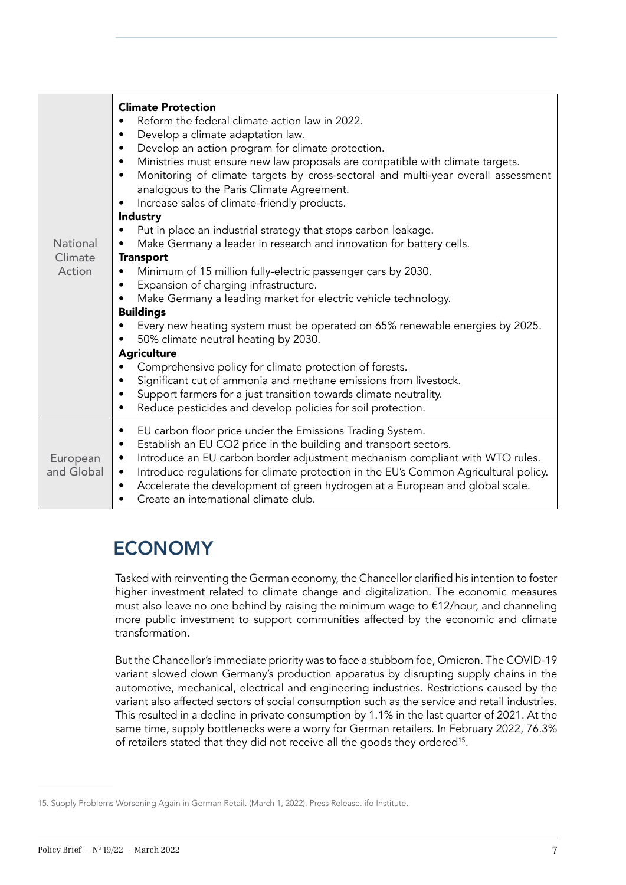| | |
|---|---|
| National Climate Action | **Climate Protection**<br>• Reform the federal climate action law in 2022.<br>• Develop a climate adaptation law.<br>• Develop an action program for climate protection.<br>• Ministries must ensure new law proposals are compatible with climate targets.<br>• Monitoring of climate targets by cross-sectoral and multi-year overall assessment analogous to the Paris Climate Agreement.<br>• Increase sales of climate-friendly products.<br>**Industry**<br>• Put in place an industrial strategy that stops carbon leakage.<br>• Make Germany a leader in research and innovation for battery cells.<br>**Transport**<br>• Minimum of 15 million fully-electric passenger cars by 2030.<br>• Expansion of charging infrastructure.<br>• Make Germany a leading market for electric vehicle technology.<br>**Buildings**<br>• Every new heating system must be operated on 65% renewable energies by 2025.<br>• 50% climate neutral heating by 2030.<br>**Agriculture**<br>• Comprehensive policy for climate protection of forests.<br>• Significant cut of ammonia and methane emissions from livestock.<br>• Support farmers for a just transition towards climate neutrality.<br>• Reduce pesticides and develop policies for soil protection. |
| European and Global | • EU carbon floor price under the Emissions Trading System.<br>• Establish an EU $CO_2$ price in the building and transport sectors.<br>• Introduce an EU carbon border adjustment mechanism compliant with WTO rules.<br>• Introduce regulations for climate protection in the EU's Common Agricultural policy.<br>• Accelerate the development of green hydrogen at a European and global scale.<br>• Create an international climate club. |

## ECONOMY

Tasked with reinventing the German economy, the Chancellor clarified his intention to foster higher investment related to climate change and digitalization. The economic measures must also leave no one behind by raising the minimum wage to €12/hour, and channeling more public investment to support communities affected by the economic and climate transformation.

But the Chancellor's immediate priority was to face a stubborn foe, Omicron. The COVID-19 variant slowed down Germany's production apparatus by disrupting supply chains in the automotive, mechanical, electrical and engineering industries. Restrictions caused by the variant also affected sectors of social consumption such as the service and retail industries. This resulted in a decline in private consumption by 1.1% in the last quarter of 2021. At the same time, supply bottlenecks were a worry for German retailers. In February 2022, 76.3% of retailers stated that they did not receive all the goods they ordered[15].

15. Supply Problems Worsening Again in German Retail. (March 1, 2022). Press Release. ifo Institute.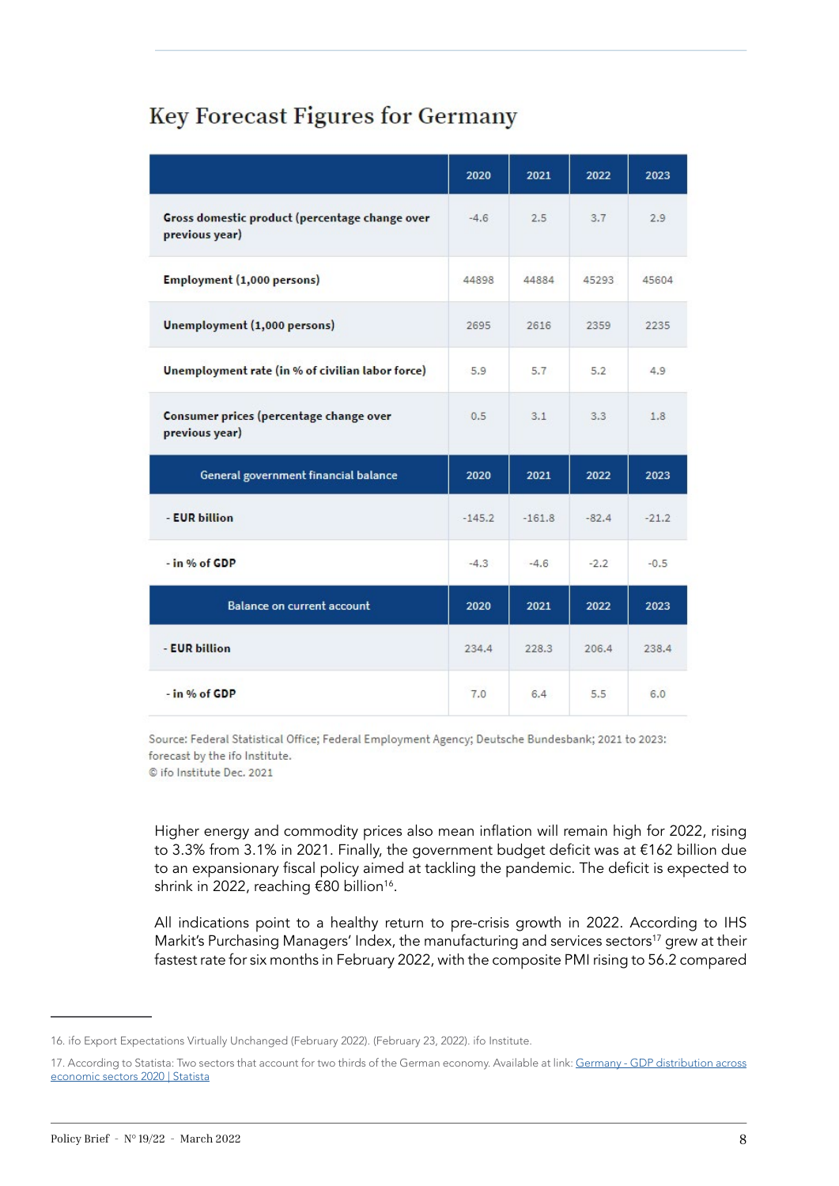## Key Forecast Figures for Germany

| | 2020 | 2021 | 2022 | 2023 |
|---|---|---|---|---|
| **Gross domestic product (percentage change over previous year)** | -4.6 | 2.5 | 3.7 | 2.9 |
| **Employment (1,000 persons)** | 44898 | 44884 | 45293 | 45604 |
| **Unemployment (1,000 persons)** | 2695 | 2616 | 2359 | 2235 |
| **Unemployment rate (in % of civilian labor force)** | 5.9 | 5.7 | 5.2 | 4.9 |
| **Consumer prices (percentage change over previous year)** | 0.5 | 3.1 | 3.3 | 1.8 |
| **General government financial balance** | **2020** | **2021** | **2022** | **2023** |
| **- EUR billion** | -145.2 | -161.8 | -82.4 | -21.2 |
| **- in % of GDP** | -4.3 | -4.6 | -2.2 | -0.5 |
| **Balance on current account** | **2020** | **2021** | **2022** | **2023** |
| **- EUR billion** | 234.4 | 228.3 | 206.4 | 238.4 |
| **- in % of GDP** | 7.0 | 6.4 | 5.5 | 6.0 |

Source: Federal Statistical Office; Federal Employment Agency; Deutsche Bundesbank; 2021 to 2023: forecast by the ifo Institute.
© ifo Institute Dec. 2021

Higher energy and commodity prices also mean inflation will remain high for 2022, rising to 3.3% from 3.1% in 2021. Finally, the government budget deficit was at €162 billion due to an expansionary fiscal policy aimed at tackling the pandemic. The deficit is expected to shrink in 2022, reaching €80 billion[16].

All indications point to a healthy return to pre-crisis growth in 2022. According to IHS Markit's Purchasing Managers' Index, the manufacturing and services sectors[17] grew at their fastest rate for six months in February 2022, with the composite PMI rising to 56.2 compared

---

16. ifo Export Expectations Virtually Unchanged (February 2022). (February 23, 2022). ifo Institute.

17. According to Statista: Two sectors that account for two thirds of the German economy. Available at link: [Germany - GDP distribution across economic sectors 2020 | Statista]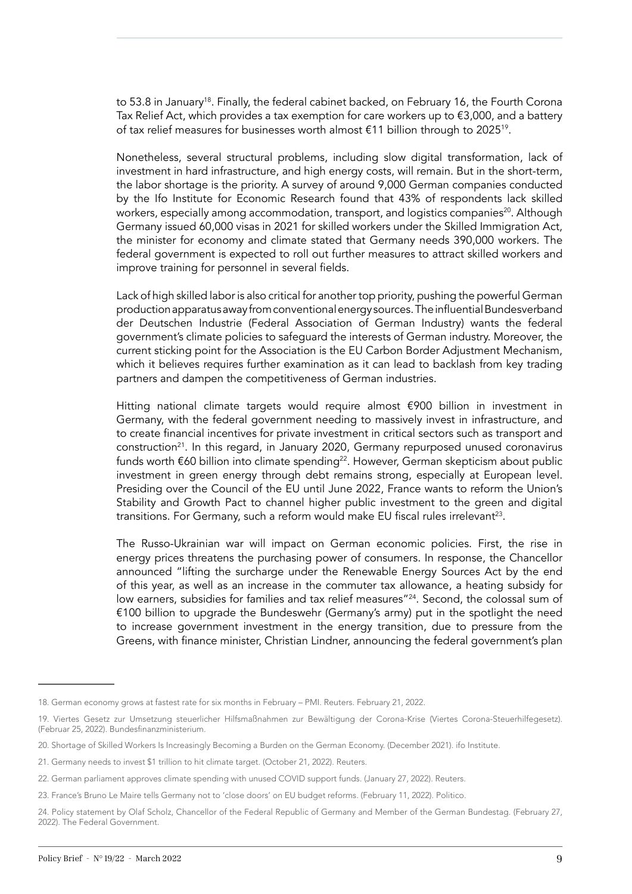to 53.8 in January[18]. Finally, the federal cabinet backed, on February 16, the Fourth Corona Tax Relief Act, which provides a tax exemption for care workers up to €3,000, and a battery of tax relief measures for businesses worth almost €11 billion through to 2025[19].

Nonetheless, several structural problems, including slow digital transformation, lack of investment in hard infrastructure, and high energy costs, will remain. But in the short-term, the labor shortage is the priority. A survey of around 9,000 German companies conducted by the Ifo Institute for Economic Research found that 43% of respondents lack skilled workers, especially among accommodation, transport, and logistics companies[20]. Although Germany issued 60,000 visas in 2021 for skilled workers under the Skilled Immigration Act, the minister for economy and climate stated that Germany needs 390,000 workers. The federal government is expected to roll out further measures to attract skilled workers and improve training for personnel in several fields.

Lack of high skilled labor is also critical for another top priority, pushing the powerful German production apparatus away from conventional energy sources. The influential Bundesverband der Deutschen Industrie (Federal Association of German Industry) wants the federal government's climate policies to safeguard the interests of German industry. Moreover, the current sticking point for the Association is the EU Carbon Border Adjustment Mechanism, which it believes requires further examination as it can lead to backlash from key trading partners and dampen the competitiveness of German industries.

Hitting national climate targets would require almost €900 billion in investment in Germany, with the federal government needing to massively invest in infrastructure, and to create financial incentives for private investment in critical sectors such as transport and construction[21]. In this regard, in January 2020, Germany repurposed unused coronavirus funds worth €60 billion into climate spending[22]. However, German skepticism about public investment in green energy through debt remains strong, especially at European level. Presiding over the Council of the EU until June 2022, France wants to reform the Union's Stability and Growth Pact to channel higher public investment to the green and digital transitions. For Germany, such a reform would make EU fiscal rules irrelevant[23].

The Russo-Ukrainian war will impact on German economic policies. First, the rise in energy prices threatens the purchasing power of consumers. In response, the Chancellor announced "lifting the surcharge under the Renewable Energy Sources Act by the end of this year, as well as an increase in the commuter tax allowance, a heating subsidy for low earners, subsidies for families and tax relief measures"[24]. Second, the colossal sum of €100 billion to upgrade the Bundeswehr (Germany's army) put in the spotlight the need to increase government investment in the energy transition, due to pressure from the Greens, with finance minister, Christian Lindner, announcing the federal government's plan

---

18. German economy grows at fastest rate for six months in February – PMI. Reuters. February 21, 2022.

19. Viertes Gesetz zur Umsetzung steuerlicher Hilfsmaßnahmen zur Bewältigung der Corona-Krise (Viertes Corona-Steuerhilfegesetz). (Februar 25, 2022). Bundesfinanzministerium.

20. Shortage of Skilled Workers Is Increasingly Becoming a Burden on the German Economy. (December 2021). ifo Institute.

21. Germany needs to invest $1 trillion to hit climate target. (October 21, 2022). Reuters.

22. German parliament approves climate spending with unused COVID support funds. (January 27, 2022). Reuters.

23. France's Bruno Le Maire tells Germany not to 'close doors' on EU budget reforms. (February 11, 2022). Politico.

24. Policy statement by Olaf Scholz, Chancellor of the Federal Republic of Germany and Member of the German Bundestag. (February 27, 2022). The Federal Government.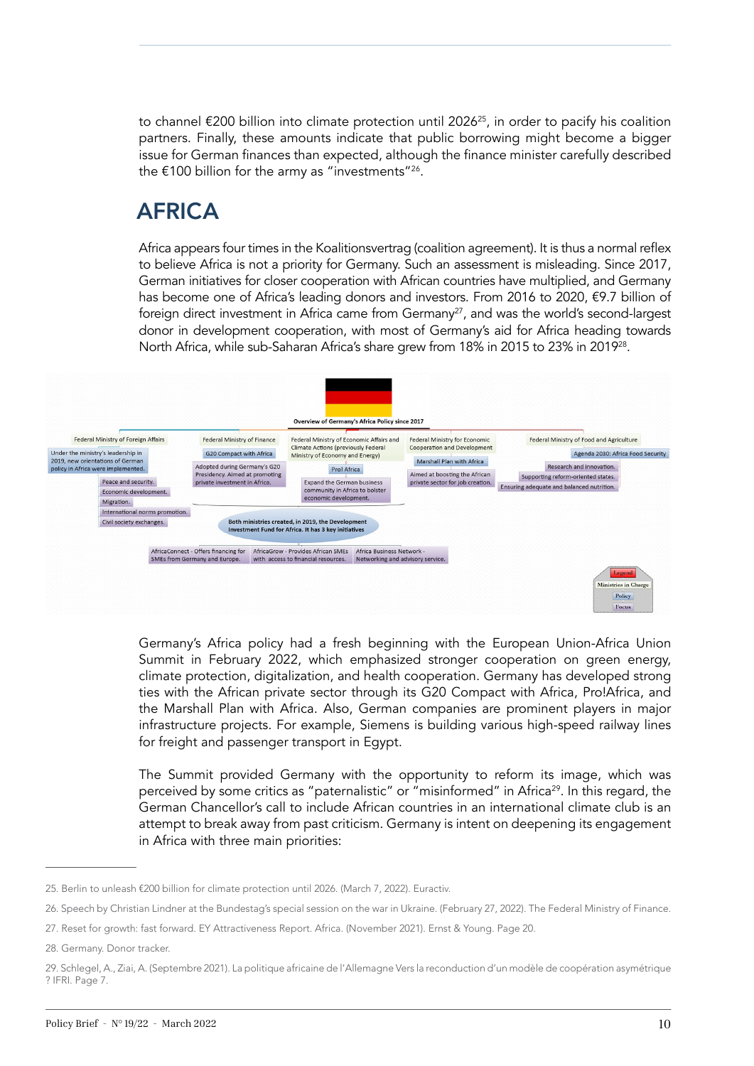to channel €200 billion into climate protection until 2026[25], in order to pacify his coalition partners. Finally, these amounts indicate that public borrowing might become a bigger issue for German finances than expected, although the finance minister carefully described the €100 billion for the army as "investments"[26].

## AFRICA

Africa appears four times in the Koalitionsvertrag (coalition agreement). It is thus a normal reflex to believe Africa is not a priority for Germany. Such an assessment is misleading. Since 2017, German initiatives for closer cooperation with African countries have multiplied, and Germany has become one of Africa's leading donors and investors. From 2016 to 2020, €9.7 billion of foreign direct investment in Africa came from Germany[27], and was the world's second-largest donor in development cooperation, with most of Germany's aid for Africa heading towards North Africa, while sub-Saharan Africa's share grew from 18% in 2015 to 23% in 2019[28].

**Overview of Germany's Africa Policy since 2017**

- **Federal Ministry of Foreign Affairs**
  - Under the ministry's leadership in 2019, new orientations of German policy in Africa were implemented.
    - Peace and security.
    - Economic development.
    - Migration.
    - International norms promotion.
    - Civil society exchanges.
- **Federal Ministry of Finance**
  - G20 Compact with Africa
    - Adopted during Germany's G20 Presidency. Aimed at promoting private investment in Africa.
- **Federal Ministry of Economic Affairs and Climate Actions (previously Federal Ministry of Economy and Energy)**
  - Pro! Africa
    - Expand the German business community in Africa to bolster economic development.
- **Federal Ministry for Economic Cooperation and Development**
  - Marshall Plan with Africa
    - Aimed at boosting the African private sector for job creation.
- **Federal Ministry of Food and Agriculture**
  - Agenda 2030: Africa Food Security
    - Research and innovation.
    - Supporting reform-oriented states.
    - Ensuring adequate and balanced nutrition.

Both ministries created, in 2019, the Development Investment Fund for Africa. It has 3 key initiatives:
- AfricaConnect - Offers financing for SMEs from Germany and Europe.
- AfricaGrow - Provides African SMEs with access to financial resources.
- Africa Business Network - Networking and advisory service.

Legend: Ministries in Charge; Policy; Focus

Germany's Africa policy had a fresh beginning with the European Union-Africa Union Summit in February 2022, which emphasized stronger cooperation on green energy, climate protection, digitalization, and health cooperation. Germany has developed strong ties with the African private sector through its G20 Compact with Africa, Pro!Africa, and the Marshall Plan with Africa. Also, German companies are prominent players in major infrastructure projects. For example, Siemens is building various high-speed railway lines for freight and passenger transport in Egypt.

The Summit provided Germany with the opportunity to reform its image, which was perceived by some critics as "paternalistic" or "misinformed" in Africa[29]. In this regard, the German Chancellor's call to include African countries in an international climate club is an attempt to break away from past criticism. Germany is intent on deepening its engagement in Africa with three main priorities:

---

25. Berlin to unleash €200 billion for climate protection until 2026. (March 7, 2022). Euractiv.

26. Speech by Christian Lindner at the Bundestag's special session on the war in Ukraine. (February 27, 2022). The Federal Ministry of Finance.

27. Reset for growth: fast forward. EY Attractiveness Report. Africa. (November 2021). Ernst & Young. Page 20.

28. Germany. Donor tracker.

29. Schlegel, A., Ziai, A. (Septembre 2021). La politique africaine de l'Allemagne Vers la reconduction d'un modèle de coopération asymétrique ? IFRI. Page 7.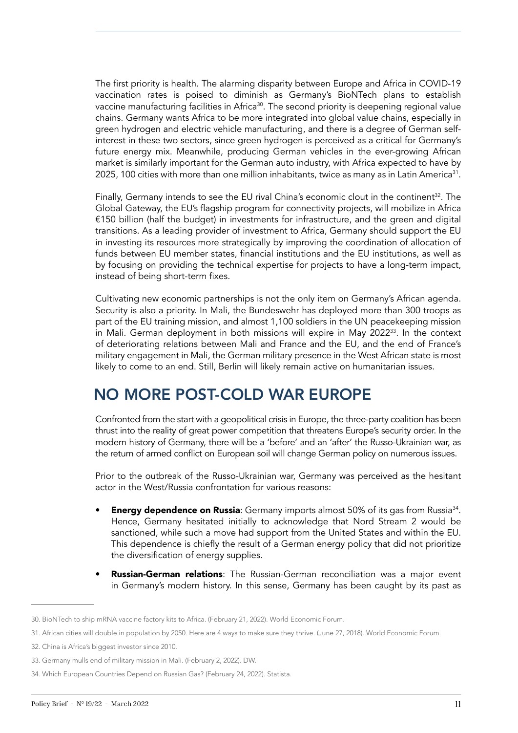The first priority is health. The alarming disparity between Europe and Africa in COVID-19 vaccination rates is poised to diminish as Germany's BioNTech plans to establish vaccine manufacturing facilities in Africa[30]. The second priority is deepening regional value chains. Germany wants Africa to be more integrated into global value chains, especially in green hydrogen and electric vehicle manufacturing, and there is a degree of German self-interest in these two sectors, since green hydrogen is perceived as a critical for Germany's future energy mix. Meanwhile, producing German vehicles in the ever-growing African market is similarly important for the German auto industry, with Africa expected to have by 2025, 100 cities with more than one million inhabitants, twice as many as in Latin America[31].

Finally, Germany intends to see the EU rival China's economic clout in the continent[32]. The Global Gateway, the EU's flagship program for connectivity projects, will mobilize in Africa €150 billion (half the budget) in investments for infrastructure, and the green and digital transitions. As a leading provider of investment to Africa, Germany should support the EU in investing its resources more strategically by improving the coordination of allocation of funds between EU member states, financial institutions and the EU institutions, as well as by focusing on providing the technical expertise for projects to have a long-term impact, instead of being short-term fixes.

Cultivating new economic partnerships is not the only item on Germany's African agenda. Security is also a priority. In Mali, the Bundeswehr has deployed more than 300 troops as part of the EU training mission, and almost 1,100 soldiers in the UN peacekeeping mission in Mali. German deployment in both missions will expire in May 2022[33]. In the context of deteriorating relations between Mali and France and the EU, and the end of France's military engagement in Mali, the German military presence in the West African state is most likely to come to an end. Still, Berlin will likely remain active on humanitarian issues.

## NO MORE POST-COLD WAR EUROPE

Confronted from the start with a geopolitical crisis in Europe, the three-party coalition has been thrust into the reality of great power competition that threatens Europe's security order. In the modern history of Germany, there will be a 'before' and an 'after' the Russo-Ukrainian war, as the return of armed conflict on European soil will change German policy on numerous issues.

Prior to the outbreak of the Russo-Ukrainian war, Germany was perceived as the hesitant actor in the West/Russia confrontation for various reasons:

- **Energy dependence on Russia**: Germany imports almost 50% of its gas from Russia[34]. Hence, Germany hesitated initially to acknowledge that Nord Stream 2 would be sanctioned, while such a move had support from the United States and within the EU. This dependence is chiefly the result of a German energy policy that did not prioritize the diversification of energy supplies.
- **Russian-German relations**: The Russian-German reconciliation was a major event in Germany's modern history. In this sense, Germany has been caught by its past as

---

30. BioNTech to ship mRNA vaccine factory kits to Africa. (February 21, 2022). World Economic Forum.

31. African cities will double in population by 2050. Here are 4 ways to make sure they thrive. (June 27, 2018). World Economic Forum.

32. China is Africa's biggest investor since 2010.

33. Germany mulls end of military mission in Mali. (February 2, 2022). DW.

34. Which European Countries Depend on Russian Gas? (February 24, 2022). Statista.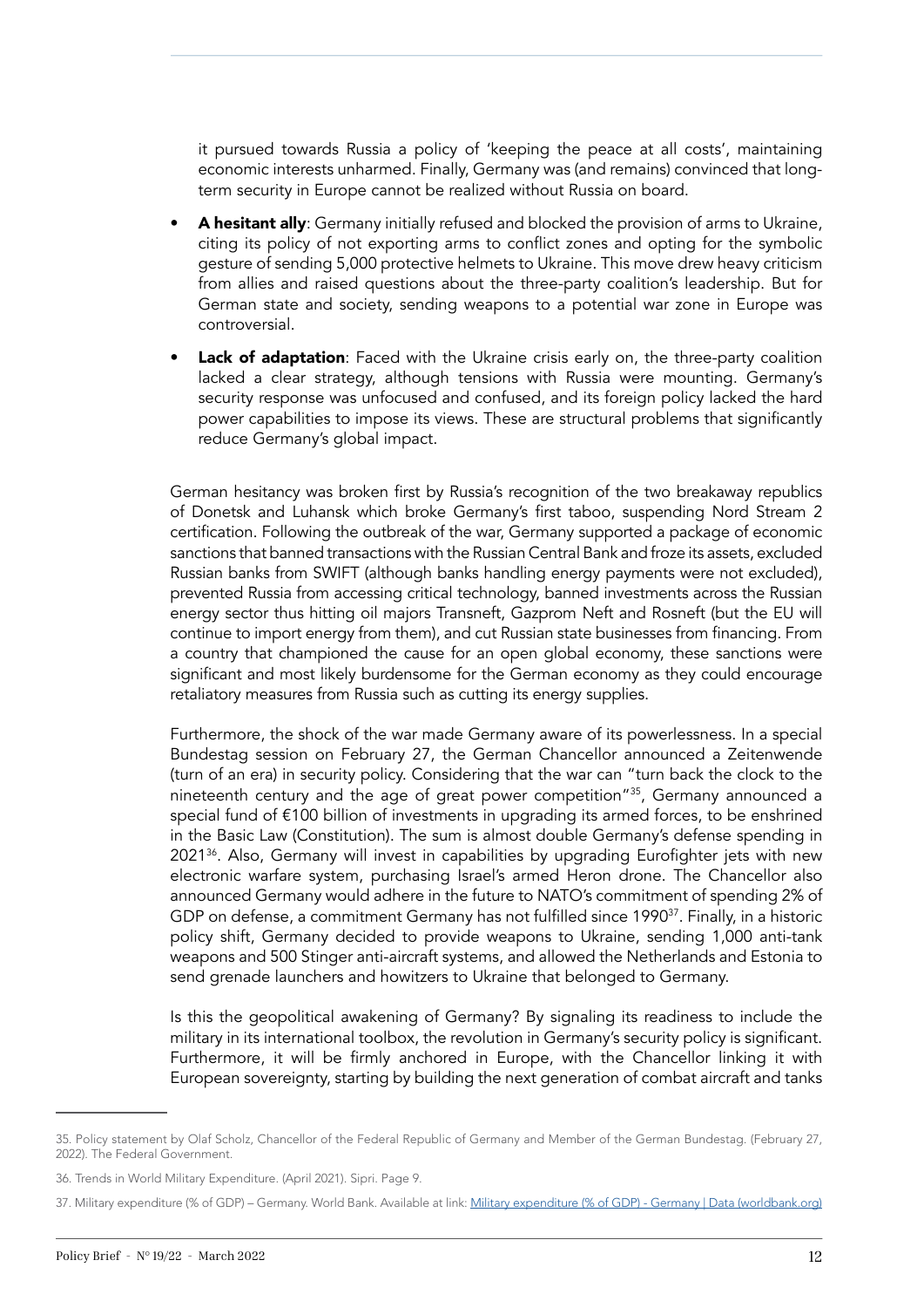it pursued towards Russia a policy of 'keeping the peace at all costs', maintaining economic interests unharmed. Finally, Germany was (and remains) convinced that long-term security in Europe cannot be realized without Russia on board.

- **A hesitant ally**: Germany initially refused and blocked the provision of arms to Ukraine, citing its policy of not exporting arms to conflict zones and opting for the symbolic gesture of sending 5,000 protective helmets to Ukraine. This move drew heavy criticism from allies and raised questions about the three-party coalition's leadership. But for German state and society, sending weapons to a potential war zone in Europe was controversial.
- **Lack of adaptation**: Faced with the Ukraine crisis early on, the three-party coalition lacked a clear strategy, although tensions with Russia were mounting. Germany's security response was unfocused and confused, and its foreign policy lacked the hard power capabilities to impose its views. These are structural problems that significantly reduce Germany's global impact.

German hesitancy was broken first by Russia's recognition of the two breakaway republics of Donetsk and Luhansk which broke Germany's first taboo, suspending Nord Stream 2 certification. Following the outbreak of the war, Germany supported a package of economic sanctions that banned transactions with the Russian Central Bank and froze its assets, excluded Russian banks from SWIFT (although banks handling energy payments were not excluded), prevented Russia from accessing critical technology, banned investments across the Russian energy sector thus hitting oil majors Transneft, Gazprom Neft and Rosneft (but the EU will continue to import energy from them), and cut Russian state businesses from financing. From a country that championed the cause for an open global economy, these sanctions were significant and most likely burdensome for the German economy as they could encourage retaliatory measures from Russia such as cutting its energy supplies.

Furthermore, the shock of the war made Germany aware of its powerlessness. In a special Bundestag session on February 27, the German Chancellor announced a Zeitenwende (turn of an era) in security policy. Considering that the war can "turn back the clock to the nineteenth century and the age of great power competition"[35], Germany announced a special fund of €100 billion of investments in upgrading its armed forces, to be enshrined in the Basic Law (Constitution). The sum is almost double Germany's defense spending in 2021[36]. Also, Germany will invest in capabilities by upgrading Eurofighter jets with new electronic warfare system, purchasing Israel's armed Heron drone. The Chancellor also announced Germany would adhere in the future to NATO's commitment of spending 2% of GDP on defense, a commitment Germany has not fulfilled since 1990[37]. Finally, in a historic policy shift, Germany decided to provide weapons to Ukraine, sending 1,000 anti-tank weapons and 500 Stinger anti-aircraft systems, and allowed the Netherlands and Estonia to send grenade launchers and howitzers to Ukraine that belonged to Germany.

Is this the geopolitical awakening of Germany? By signaling its readiness to include the military in its international toolbox, the revolution in Germany's security policy is significant. Furthermore, it will be firmly anchored in Europe, with the Chancellor linking it with European sovereignty, starting by building the next generation of combat aircraft and tanks

---

35. Policy statement by Olaf Scholz, Chancellor of the Federal Republic of Germany and Member of the German Bundestag. (February 27, 2022). The Federal Government.

36. Trends in World Military Expenditure. (April 2021). Sipri. Page 9.

37. Military expenditure (% of GDP) – Germany. World Bank. Available at link: [Military expenditure (% of GDP) - Germany | Data (worldbank.org)](https://data.worldbank.org)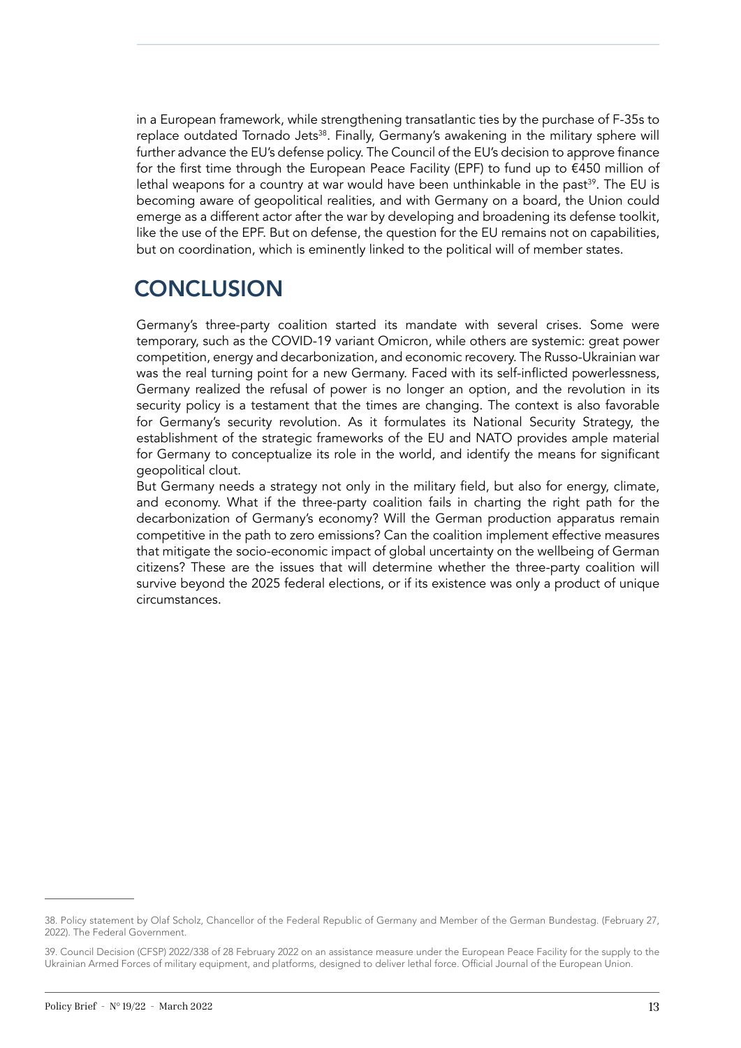in a European framework, while strengthening transatlantic ties by the purchase of F-35s to replace outdated Tornado Jets[38]. Finally, Germany's awakening in the military sphere will further advance the EU's defense policy. The Council of the EU's decision to approve finance for the first time through the European Peace Facility (EPF) to fund up to €450 million of lethal weapons for a country at war would have been unthinkable in the past[39]. The EU is becoming aware of geopolitical realities, and with Germany on a board, the Union could emerge as a different actor after the war by developing and broadening its defense toolkit, like the use of the EPF. But on defense, the question for the EU remains not on capabilities, but on coordination, which is eminently linked to the political will of member states.

## CONCLUSION

Germany's three-party coalition started its mandate with several crises. Some were temporary, such as the COVID-19 variant Omicron, while others are systemic: great power competition, energy and decarbonization, and economic recovery. The Russo-Ukrainian war was the real turning point for a new Germany. Faced with its self-inflicted powerlessness, Germany realized the refusal of power is no longer an option, and the revolution in its security policy is a testament that the times are changing. The context is also favorable for Germany's security revolution. As it formulates its National Security Strategy, the establishment of the strategic frameworks of the EU and NATO provides ample material for Germany to conceptualize its role in the world, and identify the means for significant geopolitical clout.

But Germany needs a strategy not only in the military field, but also for energy, climate, and economy. What if the three-party coalition fails in charting the right path for the decarbonization of Germany's economy? Will the German production apparatus remain competitive in the path to zero emissions? Can the coalition implement effective measures that mitigate the socio-economic impact of global uncertainty on the wellbeing of German citizens? These are the issues that will determine whether the three-party coalition will survive beyond the 2025 federal elections, or if its existence was only a product of unique circumstances.

---

38. Policy statement by Olaf Scholz, Chancellor of the Federal Republic of Germany and Member of the German Bundestag. (February 27, 2022). The Federal Government.

39. Council Decision (CFSP) 2022/338 of 28 February 2022 on an assistance measure under the European Peace Facility for the supply to the Ukrainian Armed Forces of military equipment, and platforms, designed to deliver lethal force. Official Journal of the European Union.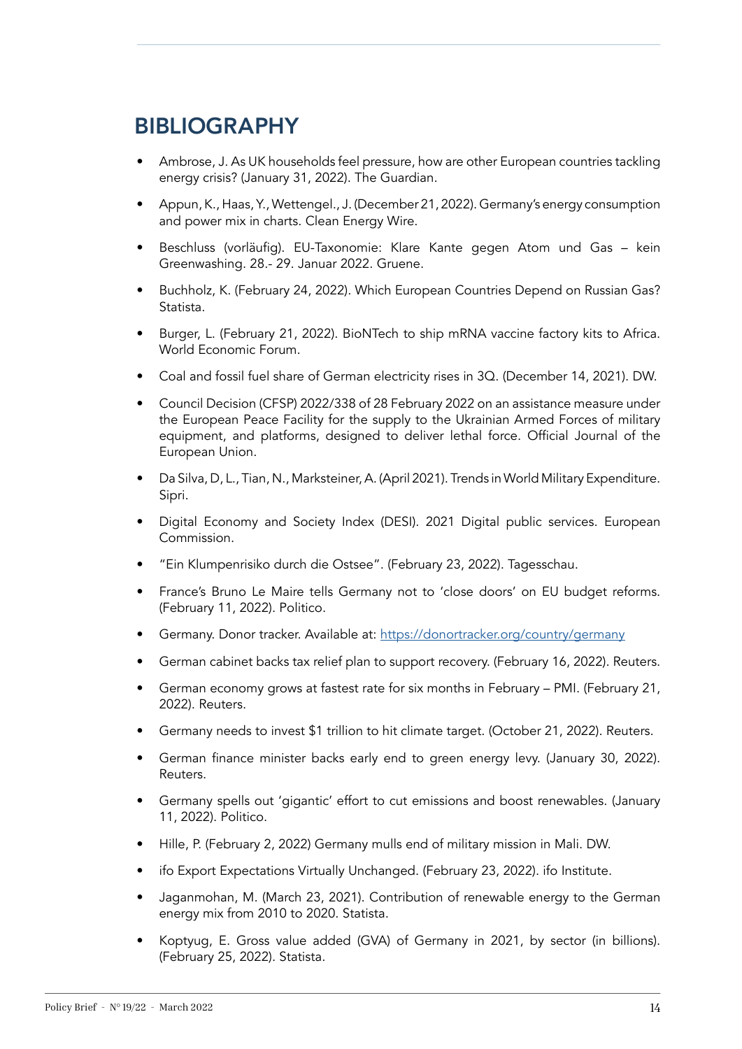# BIBLIOGRAPHY

- Ambrose, J. As UK households feel pressure, how are other European countries tackling energy crisis? (January 31, 2022). The Guardian.
- Appun, K., Haas, Y., Wettengel., J. (December 21, 2022). Germany's energy consumption and power mix in charts. Clean Energy Wire.
- Beschluss (vorläufig). EU-Taxonomie: Klare Kante gegen Atom und Gas – kein Greenwashing. 28.- 29. Januar 2022. Gruene.
- Buchholz, K. (February 24, 2022). Which European Countries Depend on Russian Gas? Statista.
- Burger, L. (February 21, 2022). BioNTech to ship mRNA vaccine factory kits to Africa. World Economic Forum.
- Coal and fossil fuel share of German electricity rises in 3Q. (December 14, 2021). DW.
- Council Decision (CFSP) 2022/338 of 28 February 2022 on an assistance measure under the European Peace Facility for the supply to the Ukrainian Armed Forces of military equipment, and platforms, designed to deliver lethal force. Official Journal of the European Union.
- Da Silva, D, L., Tian, N., Marksteiner, A. (April 2021). Trends in World Military Expenditure. Sipri.
- Digital Economy and Society Index (DESI). 2021 Digital public services. European Commission.
- "Ein Klumpenrisiko durch die Ostsee". (February 23, 2022). Tagesschau.
- France's Bruno Le Maire tells Germany not to 'close doors' on EU budget reforms. (February 11, 2022). Politico.
- Germany. Donor tracker. Available at: [https://donortracker.org/country/germany](https://donortracker.org/country/germany)
- German cabinet backs tax relief plan to support recovery. (February 16, 2022). Reuters.
- German economy grows at fastest rate for six months in February – PMI. (February 21, 2022). Reuters.
- Germany needs to invest $1 trillion to hit climate target. (October 21, 2022). Reuters.
- German finance minister backs early end to green energy levy. (January 30, 2022). Reuters.
- Germany spells out 'gigantic' effort to cut emissions and boost renewables. (January 11, 2022). Politico.
- Hille, P. (February 2, 2022) Germany mulls end of military mission in Mali. DW.
- ifo Export Expectations Virtually Unchanged. (February 23, 2022). ifo Institute.
- Jaganmohan, M. (March 23, 2021). Contribution of renewable energy to the German energy mix from 2010 to 2020. Statista.
- Koptyug, E. Gross value added (GVA) of Germany in 2021, by sector (in billions). (February 25, 2022). Statista.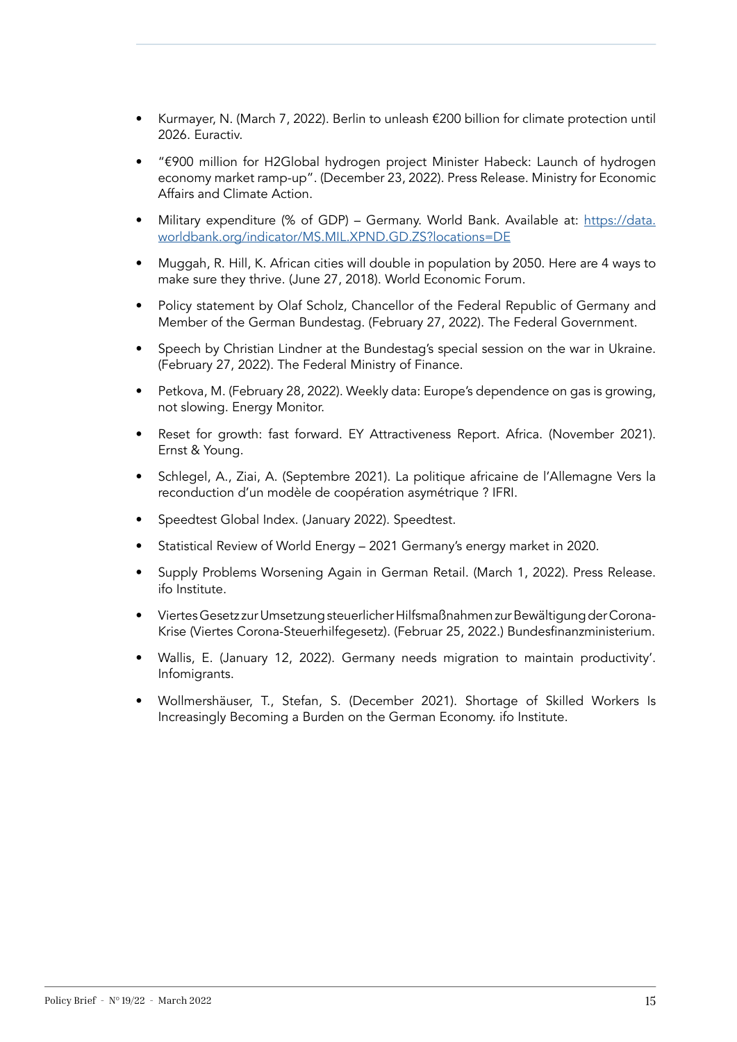- Kurmayer, N. (March 7, 2022). Berlin to unleash €200 billion for climate protection until 2026. Euractiv.
- "€900 million for H2Global hydrogen project Minister Habeck: Launch of hydrogen economy market ramp-up". (December 23, 2022). Press Release. Ministry for Economic Affairs and Climate Action.
- Military expenditure (% of GDP) – Germany. World Bank. Available at: [https://data.worldbank.org/indicator/MS.MIL.XPND.GD.ZS?locations=DE](https://data.worldbank.org/indicator/MS.MIL.XPND.GD.ZS?locations=DE)
- Muggah, R. Hill, K. African cities will double in population by 2050. Here are 4 ways to make sure they thrive. (June 27, 2018). World Economic Forum.
- Policy statement by Olaf Scholz, Chancellor of the Federal Republic of Germany and Member of the German Bundestag. (February 27, 2022). The Federal Government.
- Speech by Christian Lindner at the Bundestag's special session on the war in Ukraine. (February 27, 2022). The Federal Ministry of Finance.
- Petkova, M. (February 28, 2022). Weekly data: Europe's dependence on gas is growing, not slowing. Energy Monitor.
- Reset for growth: fast forward. EY Attractiveness Report. Africa. (November 2021). Ernst & Young.
- Schlegel, A., Ziai, A. (Septembre 2021). La politique africaine de l'Allemagne Vers la reconduction d'un modèle de coopération asymétrique ? IFRI.
- Speedtest Global Index. (January 2022). Speedtest.
- Statistical Review of World Energy – 2021 Germany's energy market in 2020.
- Supply Problems Worsening Again in German Retail. (March 1, 2022). Press Release. ifo Institute.
- Viertes Gesetz zur Umsetzung steuerlicher Hilfsmaßnahmen zur Bewältigung der Corona-Krise (Viertes Corona-Steuerhilfegesetz). (Februar 25, 2022.) Bundesfinanzministerium.
- Wallis, E. (January 12, 2022). Germany needs migration to maintain productivity'. Infomigrants.
- Wollmershäuser, T., Stefan, S. (December 2021). Shortage of Skilled Workers Is Increasingly Becoming a Burden on the German Economy. ifo Institute.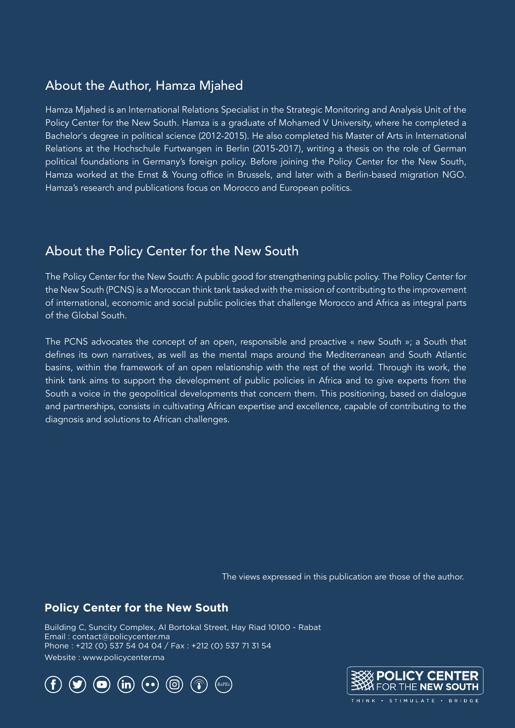## About the Author, Hamza Mjahed

Hamza Mjahed is an International Relations Specialist in the Strategic Monitoring and Analysis Unit of the Policy Center for the New South. Hamza is a graduate of Mohamed V University, where he completed a Bachelor's degree in political science (2012-2015). He also completed his Master of Arts in International Relations at the Hochschule Furtwangen in Berlin (2015-2017), writing a thesis on the role of German political foundations in Germany's foreign policy. Before joining the Policy Center for the New South, Hamza worked at the Ernst & Young office in Brussels, and later with a Berlin-based migration NGO. Hamza's research and publications focus on Morocco and European politics.

## About the Policy Center for the New South

The Policy Center for the New South: A public good for strengthening public policy. The Policy Center for the New South (PCNS) is a Moroccan think tank tasked with the mission of contributing to the improvement of international, economic and social public policies that challenge Morocco and Africa as integral parts of the Global South.

The PCNS advocates the concept of an open, responsible and proactive « new South »; a South that defines its own narratives, as well as the mental maps around the Mediterranean and South Atlantic basins, within the framework of an open relationship with the rest of the world. Through its work, the think tank aims to support the development of public policies in Africa and to give experts from the South a voice in the geopolitical developments that concern them. This positioning, based on dialogue and partnerships, consists in cultivating African expertise and excellence, capable of contributing to the diagnosis and solutions to African challenges.

The views expressed in this publication are those of the author.

**Policy Center for the New South**

Building C, Suncity Complex, Al Bortokal Street, Hay Riad 10100 - Rabat
Email : contact@policycenter.ma
Phone : +212 (0) 537 54 04 04 / Fax : +212 (0) 537 71 31 54
Website : www.policycenter.ma

POLICY CENTER FOR THE NEW SOUTH

THINK • STIMULATE • BRIDGE